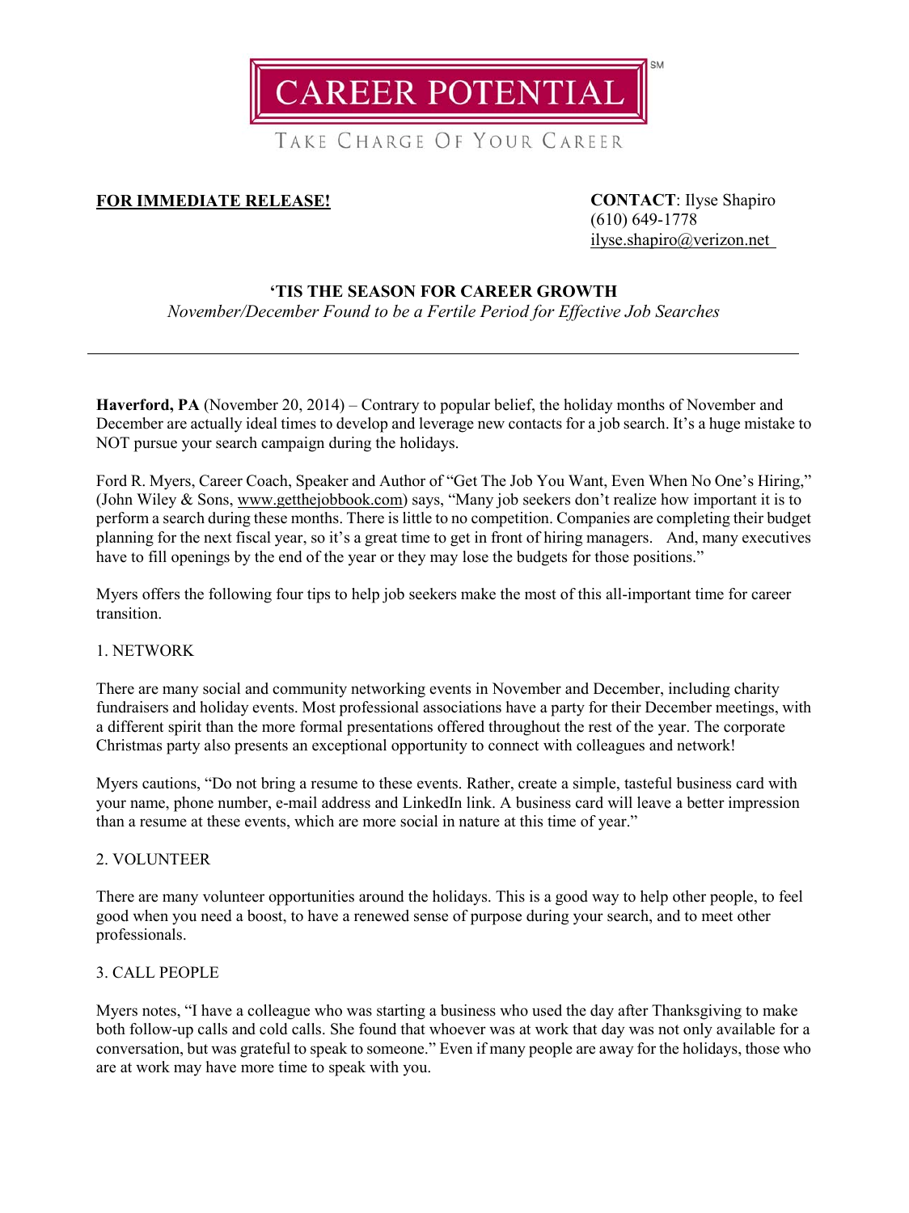# CAREER POTENTIAL℠

TAKE CHARGE OF YOUR CAREER

**FOR IMMEDIATE RELEASE!**

**CONTACT**: Ilyse Shapiro
(610) 649-1778
ilyse.shapiro@verizon.net

## 'TIS THE SEASON FOR CAREER GROWTH

*November/December Found to be a Fertile Period for Effective Job Searches*

---

**Haverford, PA** (November 20, 2014) – Contrary to popular belief, the holiday months of November and December are actually ideal times to develop and leverage new contacts for a job search. It's a huge mistake to NOT pursue your search campaign during the holidays.

Ford R. Myers, Career Coach, Speaker and Author of "Get The Job You Want, Even When No One's Hiring," (John Wiley & Sons, www.getthejobbook.com) says, "Many job seekers don't realize how important it is to perform a search during these months. There is little to no competition. Companies are completing their budget planning for the next fiscal year, so it's a great time to get in front of hiring managers. And, many executives have to fill openings by the end of the year or they may lose the budgets for those positions."

Myers offers the following four tips to help job seekers make the most of this all-important time for career transition.

1. NETWORK

There are many social and community networking events in November and December, including charity fundraisers and holiday events. Most professional associations have a party for their December meetings, with a different spirit than the more formal presentations offered throughout the rest of the year. The corporate Christmas party also presents an exceptional opportunity to connect with colleagues and network!

Myers cautions, "Do not bring a resume to these events. Rather, create a simple, tasteful business card with your name, phone number, e-mail address and LinkedIn link. A business card will leave a better impression than a resume at these events, which are more social in nature at this time of year."

2. VOLUNTEER

There are many volunteer opportunities around the holidays. This is a good way to help other people, to feel good when you need a boost, to have a renewed sense of purpose during your search, and to meet other professionals.

3. CALL PEOPLE

Myers notes, "I have a colleague who was starting a business who used the day after Thanksgiving to make both follow-up calls and cold calls. She found that whoever was at work that day was not only available for a conversation, but was grateful to speak to someone." Even if many people are away for the holidays, those who are at work may have more time to speak with you.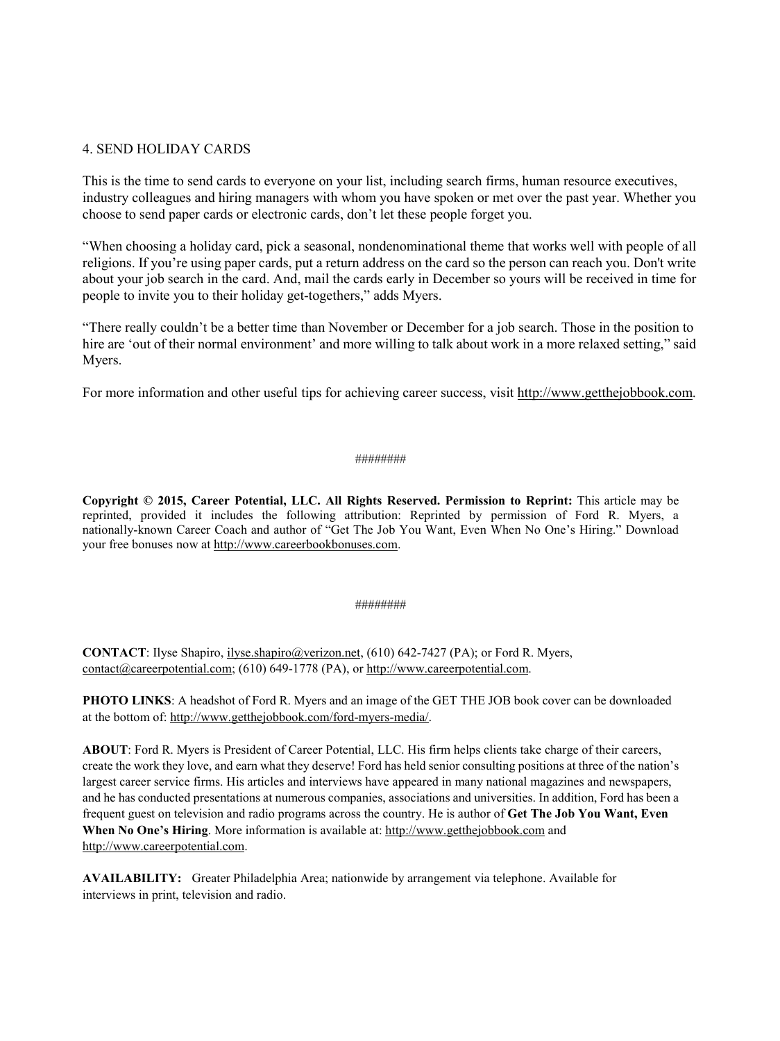## 4. SEND HOLIDAY CARDS

This is the time to send cards to everyone on your list, including search firms, human resource executives, industry colleagues and hiring managers with whom you have spoken or met over the past year. Whether you choose to send paper cards or electronic cards, don't let these people forget you.

"When choosing a holiday card, pick a seasonal, nondenominational theme that works well with people of all religions. If you're using paper cards, put a return address on the card so the person can reach you. Don't write about your job search in the card. And, mail the cards early in December so yours will be received in time for people to invite you to their holiday get-togethers," adds Myers.

"There really couldn't be a better time than November or December for a job search. Those in the position to hire are 'out of their normal environment' and more willing to talk about work in a more relaxed setting," said Myers.

For more information and other useful tips for achieving career success, visit http://www.getthejobbook.com.

########

**Copyright © 2015, Career Potential, LLC. All Rights Reserved. Permission to Reprint:** This article may be reprinted, provided it includes the following attribution: Reprinted by permission of Ford R. Myers, a nationally-known Career Coach and author of "Get The Job You Want, Even When No One's Hiring." Download your free bonuses now at http://www.careerbookbonuses.com.

########

**CONTACT**: Ilyse Shapiro, ilyse.shapiro@verizon.net, (610) 642-7427 (PA); or Ford R. Myers, contact@careerpotential.com; (610) 649-1778 (PA), or http://www.careerpotential.com.

**PHOTO LINKS**: A headshot of Ford R. Myers and an image of the GET THE JOB book cover can be downloaded at the bottom of: http://www.getthejobbook.com/ford-myers-media/.

**ABOUT**: Ford R. Myers is President of Career Potential, LLC. His firm helps clients take charge of their careers, create the work they love, and earn what they deserve! Ford has held senior consulting positions at three of the nation's largest career service firms. His articles and interviews have appeared in many national magazines and newspapers, and he has conducted presentations at numerous companies, associations and universities. In addition, Ford has been a frequent guest on television and radio programs across the country. He is author of **Get The Job You Want, Even When No One's Hiring**. More information is available at: http://www.getthejobbook.com and http://www.careerpotential.com.

**AVAILABILITY:** Greater Philadelphia Area; nationwide by arrangement via telephone. Available for interviews in print, television and radio.